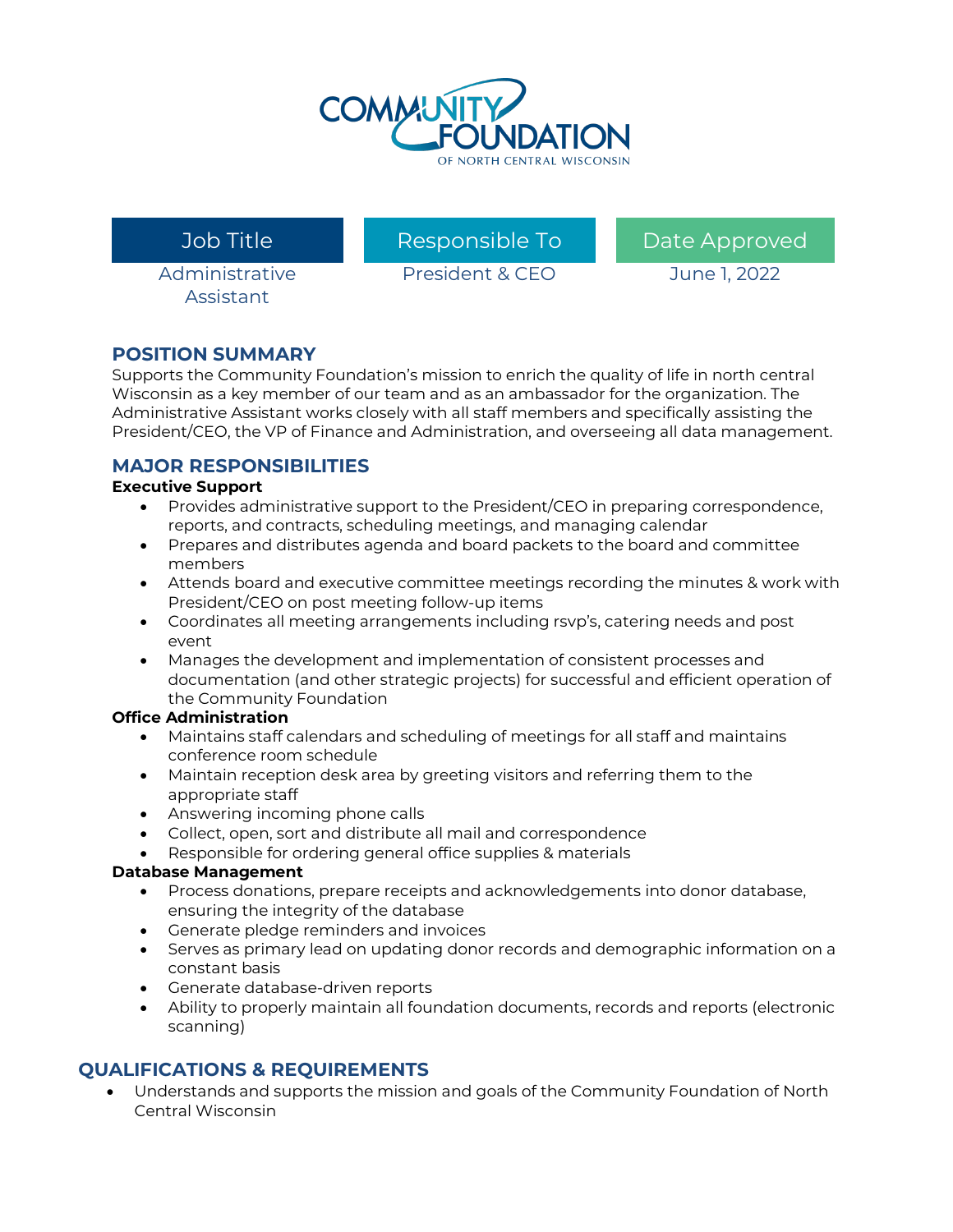COMMUNITY FOUNDATION OF NORTH CENTRAL WISCONSIN

| Job Title | Responsible To | Date Approved |
| --- | --- | --- |
| Administrative Assistant | President & CEO | June 1, 2022 |

## POSITION SUMMARY

Supports the Community Foundation's mission to enrich the quality of life in north central Wisconsin as a key member of our team and as an ambassador for the organization. The Administrative Assistant works closely with all staff members and specifically assisting the President/CEO, the VP of Finance and Administration, and overseeing all data management.

## MAJOR RESPONSIBILITIES

**Executive Support**

- Provides administrative support to the President/CEO in preparing correspondence, reports, and contracts, scheduling meetings, and managing calendar
- Prepares and distributes agenda and board packets to the board and committee members
- Attends board and executive committee meetings recording the minutes & work with President/CEO on post meeting follow-up items
- Coordinates all meeting arrangements including rsvp's, catering needs and post event
- Manages the development and implementation of consistent processes and documentation (and other strategic projects) for successful and efficient operation of the Community Foundation

**Office Administration**

- Maintains staff calendars and scheduling of meetings for all staff and maintains conference room schedule
- Maintain reception desk area by greeting visitors and referring them to the appropriate staff
- Answering incoming phone calls
- Collect, open, sort and distribute all mail and correspondence
- Responsible for ordering general office supplies & materials

**Database Management**

- Process donations, prepare receipts and acknowledgements into donor database, ensuring the integrity of the database
- Generate pledge reminders and invoices
- Serves as primary lead on updating donor records and demographic information on a constant basis
- Generate database-driven reports
- Ability to properly maintain all foundation documents, records and reports (electronic scanning)

## QUALIFICATIONS & REQUIREMENTS

- Understands and supports the mission and goals of the Community Foundation of North Central Wisconsin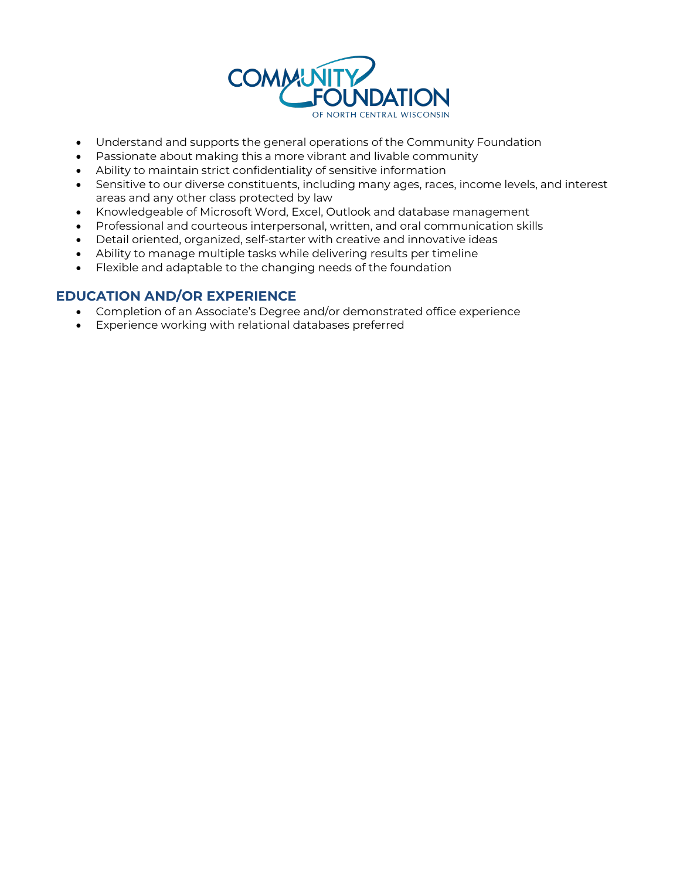- Understand and supports the general operations of the Community Foundation
- Passionate about making this a more vibrant and livable community
- Ability to maintain strict confidentiality of sensitive information
- Sensitive to our diverse constituents, including many ages, races, income levels, and interest areas and any other class protected by law
- Knowledgeable of Microsoft Word, Excel, Outlook and database management
- Professional and courteous interpersonal, written, and oral communication skills
- Detail oriented, organized, self-starter with creative and innovative ideas
- Ability to manage multiple tasks while delivering results per timeline
- Flexible and adaptable to the changing needs of the foundation

## EDUCATION AND/OR EXPERIENCE

- Completion of an Associate's Degree and/or demonstrated office experience
- Experience working with relational databases preferred